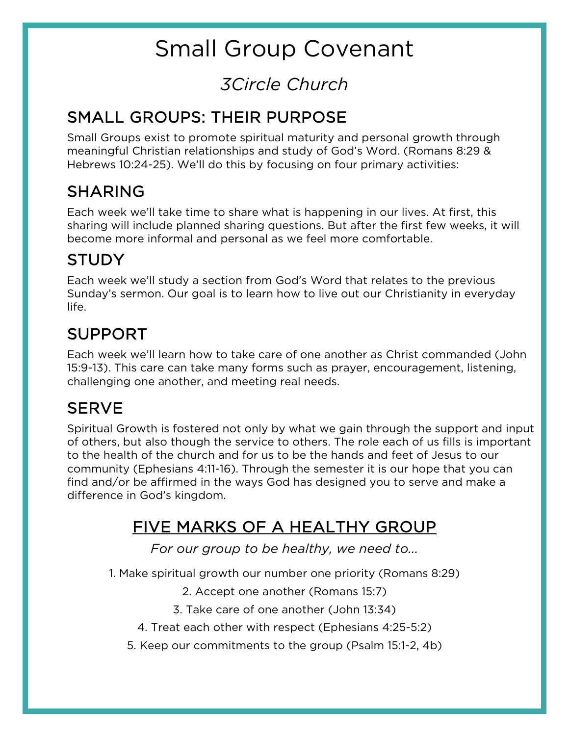# Small Group Covenant

*3Circle Church*

## SMALL GROUPS: THEIR PURPOSE

Small Groups exist to promote spiritual maturity and personal growth through meaningful Christian relationships and study of God's Word. (Romans 8:29 & Hebrews 10:24-25). We'll do this by focusing on four primary activities:

## SHARING

Each week we'll take time to share what is happening in our lives. At first, this sharing will include planned sharing questions. But after the first few weeks, it will become more informal and personal as we feel more comfortable.

## STUDY

Each week we'll study a section from God's Word that relates to the previous Sunday's sermon. Our goal is to learn how to live out our Christianity in everyday life.

## SUPPORT

Each week we'll learn how to take care of one another as Christ commanded (John 15:9-13). This care can take many forms such as prayer, encouragement, listening, challenging one another, and meeting real needs.

## SERVE

Spiritual Growth is fostered not only by what we gain through the support and input of others, but also though the service to others. The role each of us fills is important to the health of the church and for us to be the hands and feet of Jesus to our community (Ephesians 4:11-16). Through the semester it is our hope that you can find and/or be affirmed in the ways God has designed you to serve and make a difference in God's kingdom.

## FIVE MARKS OF A HEALTHY GROUP

*For our group to be healthy, we need to...*

1. Make spiritual growth our number one priority (Romans 8:29)
2. Accept one another (Romans 15:7)
3. Take care of one another (John 13:34)
4. Treat each other with respect (Ephesians 4:25-5:2)
5. Keep our commitments to the group (Psalm 15:1-2, 4b)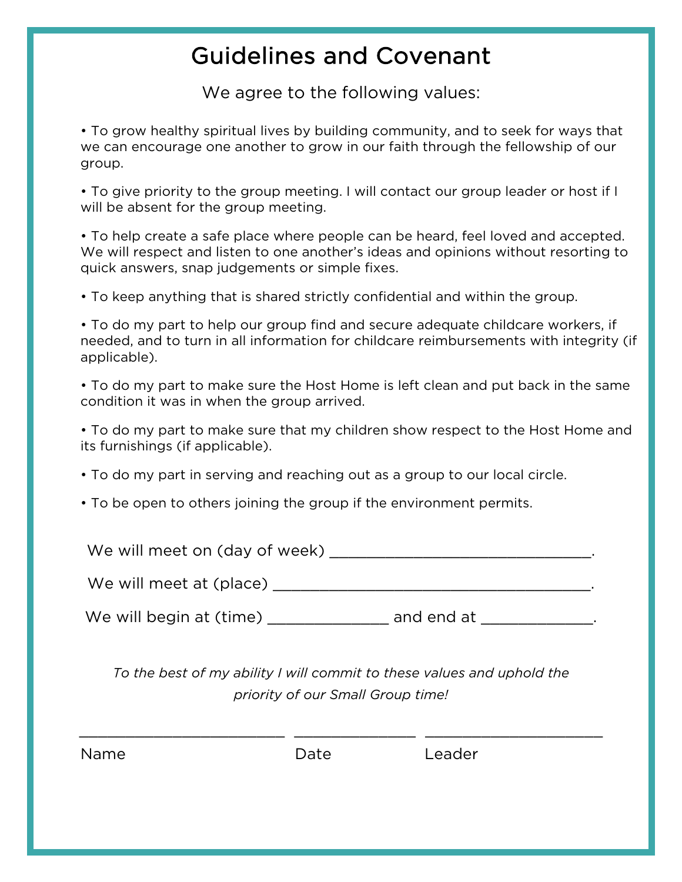# Guidelines and Covenant

We agree to the following values:

- To grow healthy spiritual lives by building community, and to seek for ways that we can encourage one another to grow in our faith through the fellowship of our group.
- To give priority to the group meeting. I will contact our group leader or host if I will be absent for the group meeting.
- To help create a safe place where people can be heard, feel loved and accepted. We will respect and listen to one another's ideas and opinions without resorting to quick answers, snap judgements or simple fixes.
- To keep anything that is shared strictly confidential and within the group.
- To do my part to help our group find and secure adequate childcare workers, if needed, and to turn in all information for childcare reimbursements with integrity (if applicable).
- To do my part to make sure the Host Home is left clean and put back in the same condition it was in when the group arrived.
- To do my part to make sure that my children show respect to the Host Home and its furnishings (if applicable).
- To do my part in serving and reaching out as a group to our local circle.
- To be open to others joining the group if the environment permits.

We will meet on (day of week) ______________________________.

We will meet at (place) ____________________________________.

We will begin at (time) ______________ and end at _____________.

*To the best of my ability I will commit to these values and uphold the priority of our Small Group time!*

________________________ ______________ _____________________

Name Date Leader